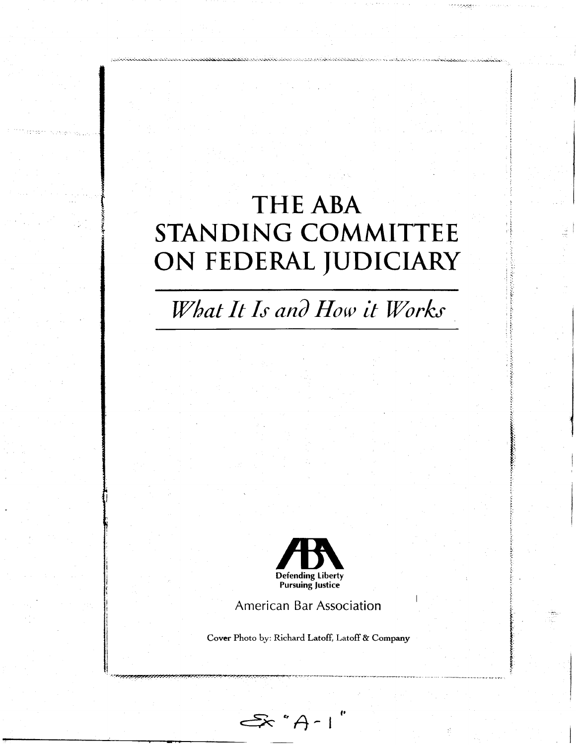# THE ABA STANDING COMMITTEE ON FEDERAL JUDICIARY

*What It Is and How it Works*

Defending Liberty
Pursuing Justice

American Bar Association

Cover Photo by: Richard Latoff, Latoff & Company

Ex "A-1"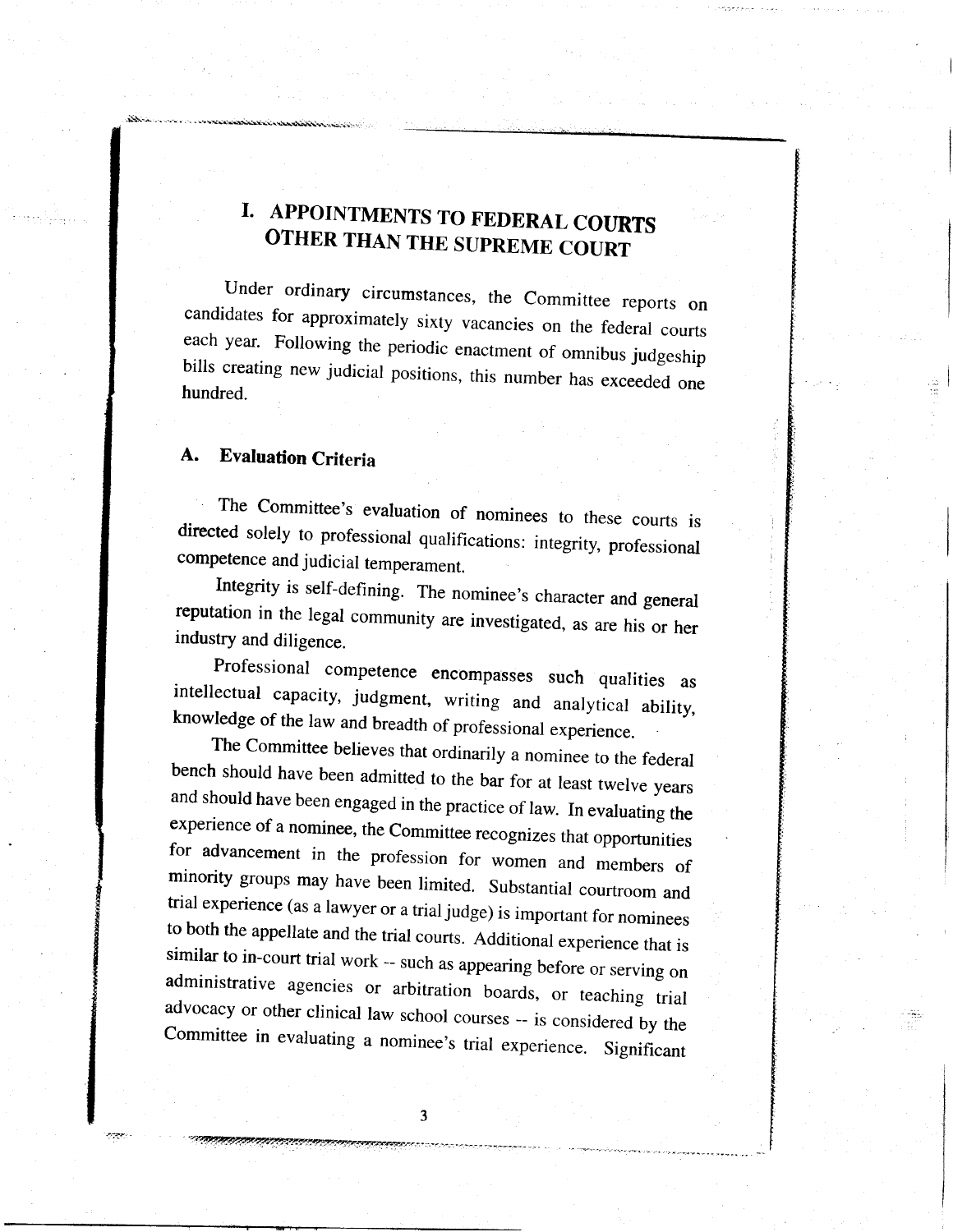# I. APPOINTMENTS TO FEDERAL COURTS OTHER THAN THE SUPREME COURT

Under ordinary circumstances, the Committee reports on candidates for approximately sixty vacancies on the federal courts each year. Following the periodic enactment of omnibus judgeship bills creating new judicial positions, this number has exceeded one hundred.

## A. Evaluation Criteria

The Committee's evaluation of nominees to these courts is directed solely to professional qualifications: integrity, professional competence and judicial temperament.

Integrity is self-defining. The nominee's character and general reputation in the legal community are investigated, as are his or her industry and diligence.

Professional competence encompasses such qualities as intellectual capacity, judgment, writing and analytical ability, knowledge of the law and breadth of professional experience.

The Committee believes that ordinarily a nominee to the federal bench should have been admitted to the bar for at least twelve years and should have been engaged in the practice of law. In evaluating the experience of a nominee, the Committee recognizes that opportunities for advancement in the profession for women and members of minority groups may have been limited. Substantial courtroom and trial experience (as a lawyer or a trial judge) is important for nominees to both the appellate and the trial courts. Additional experience that is similar to in-court trial work -- such as appearing before or serving on administrative agencies or arbitration boards, or teaching trial advocacy or other clinical law school courses -- is considered by the Committee in evaluating a nominee's trial experience. Significant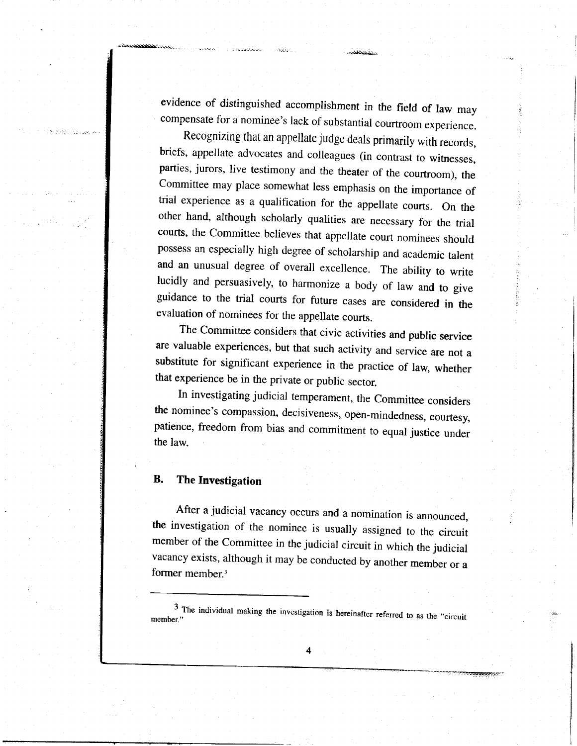evidence of distinguished accomplishment in the field of law may compensate for a nominee's lack of substantial courtroom experience.

Recognizing that an appellate judge deals primarily with records, briefs, appellate advocates and colleagues (in contrast to witnesses, parties, jurors, live testimony and the theater of the courtroom), the Committee may place somewhat less emphasis on the importance of trial experience as a qualification for the appellate courts. On the other hand, although scholarly qualities are necessary for the trial courts, the Committee believes that appellate court nominees should possess an especially high degree of scholarship and academic talent and an unusual degree of overall excellence. The ability to write lucidly and persuasively, to harmonize a body of law and to give guidance to the trial courts for future cases are considered in the evaluation of nominees for the appellate courts.

The Committee considers that civic activities and public service are valuable experiences, but that such activity and service are not a substitute for significant experience in the practice of law, whether that experience be in the private or public sector.

In investigating judicial temperament, the Committee considers the nominee's compassion, decisiveness, open-mindedness, courtesy, patience, freedom from bias and commitment to equal justice under the law.

## B. The Investigation

After a judicial vacancy occurs and a nomination is announced, the investigation of the nominee is usually assigned to the circuit member of the Committee in the judicial circuit in which the judicial vacancy exists, although it may be conducted by another member or a former member.[3]

---

[3] The individual making the investigation is hereinafter referred to as the "circuit member."